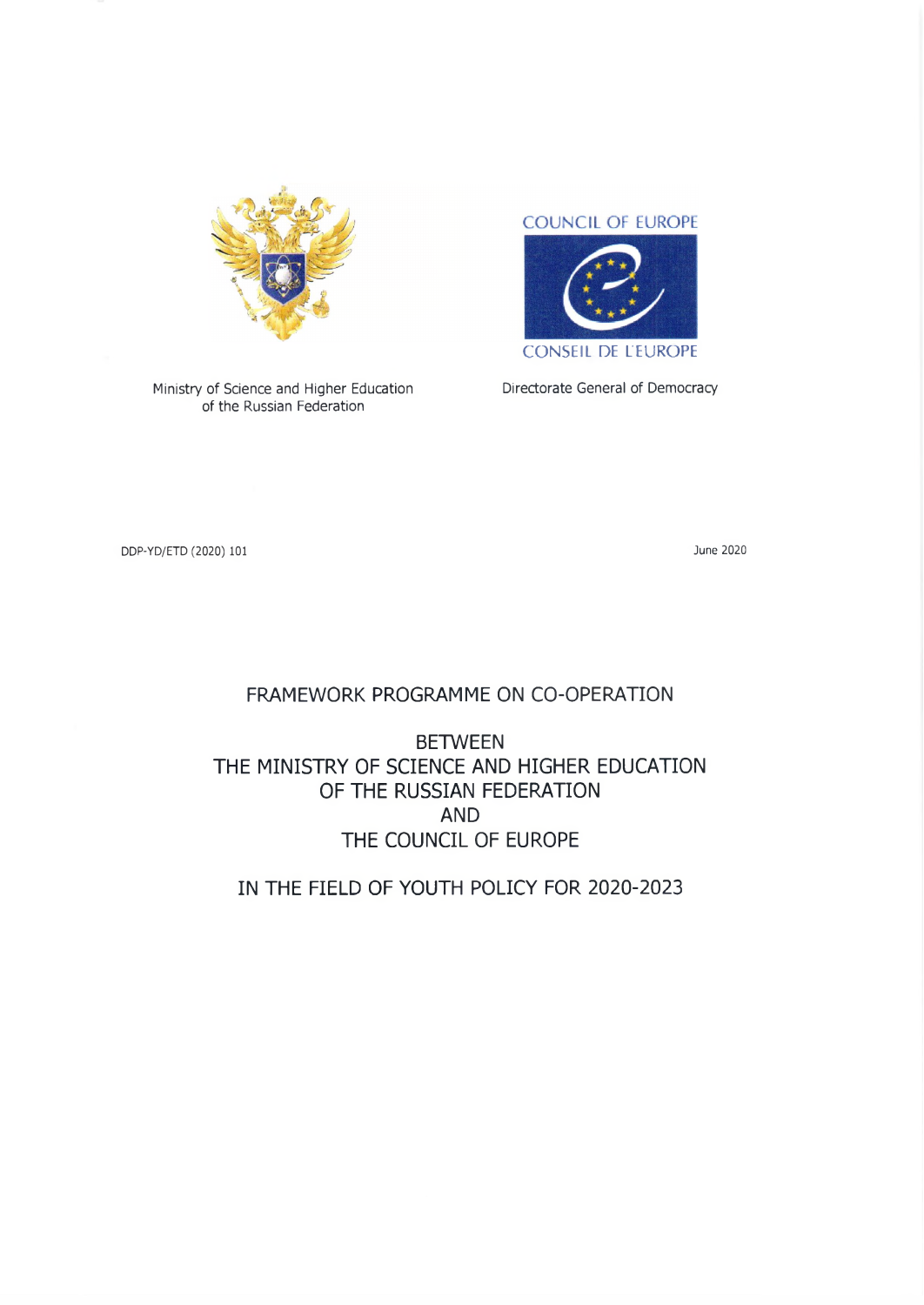COUNCIL OF EUROPE

CONSEIL DE L'EUROPE

Ministry of Science and Higher Education of the Russian Federation

Directorate General of Democracy

DDP-YD/ETD (2020) 101

June 2020

# FRAMEWORK PROGRAMME ON CO-OPERATION

# BETWEEN THE MINISTRY OF SCIENCE AND HIGHER EDUCATION OF THE RUSSIAN FEDERATION AND THE COUNCIL OF EUROPE

# IN THE FIELD OF YOUTH POLICY FOR 2020-2023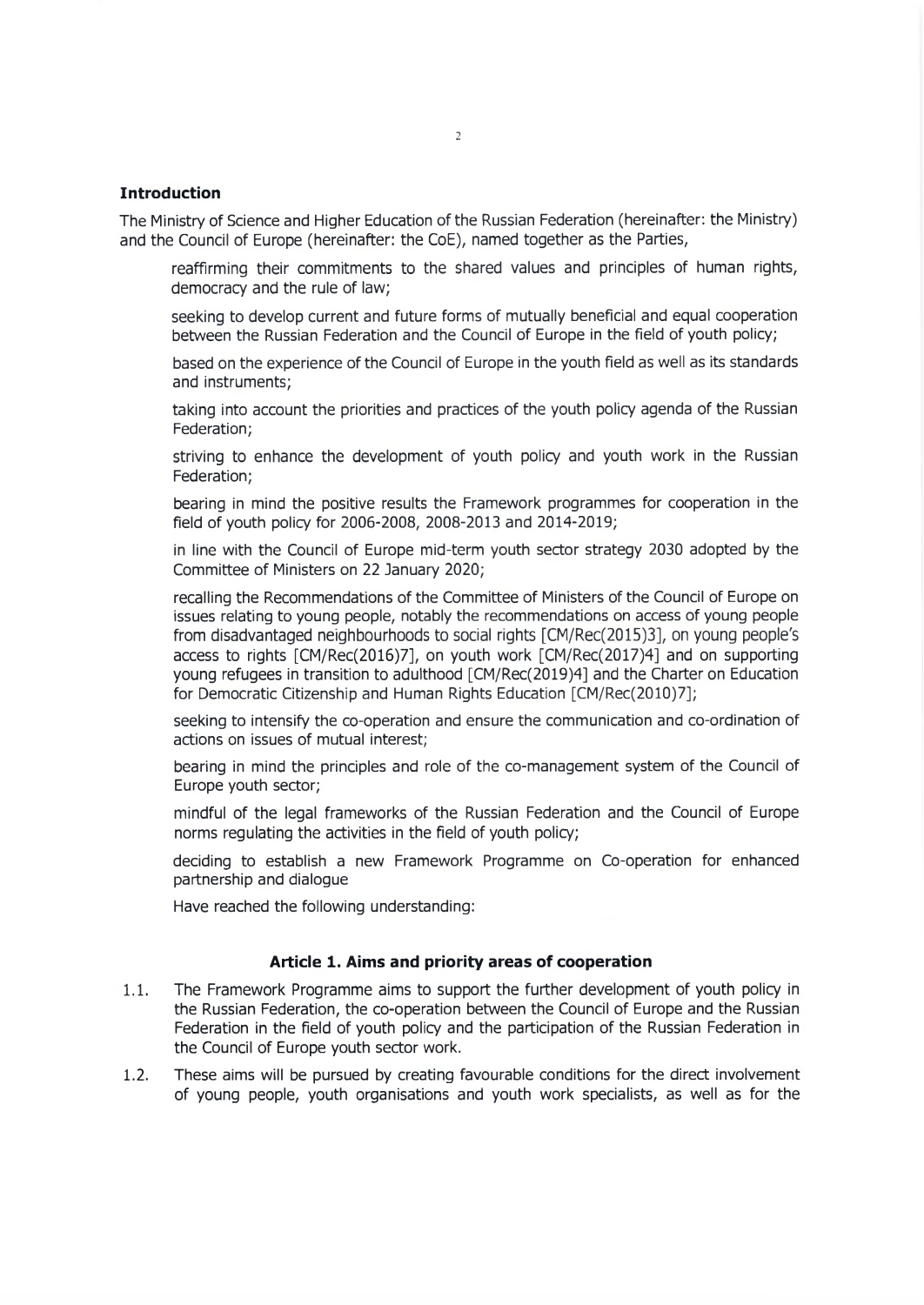## Introduction

The Ministry of Science and Higher Education of the Russian Federation (hereinafter: the Ministry) and the Council of Europe (hereinafter: the CoE), named together as the Parties,

reaffirming their commitments to the shared values and principles of human rights, democracy and the rule of law;

seeking to develop current and future forms of mutually beneficial and equal cooperation between the Russian Federation and the Council of Europe in the field of youth policy;

based on the experience of the Council of Europe in the youth field as well as its standards and instruments;

taking into account the priorities and practices of the youth policy agenda of the Russian Federation;

striving to enhance the development of youth policy and youth work in the Russian Federation;

bearing in mind the positive results the Framework programmes for cooperation in the field of youth policy for 2006-2008, 2008-2013 and 2014-2019;

in line with the Council of Europe mid-term youth sector strategy 2030 adopted by the Committee of Ministers on 22 January 2020;

recalling the Recommendations of the Committee of Ministers of the Council of Europe on issues relating to young people, notably the recommendations on access of young people from disadvantaged neighbourhoods to social rights [CM/Rec(2015)3], on young people's access to rights [CM/Rec(2016)7], on youth work [CM/Rec(2017)4] and on supporting young refugees in transition to adulthood [CM/Rec(2019)4] and the Charter on Education for Democratic Citizenship and Human Rights Education [CM/Rec(2010)7];

seeking to intensify the co-operation and ensure the communication and co-ordination of actions on issues of mutual interest;

bearing in mind the principles and role of the co-management system of the Council of Europe youth sector;

mindful of the legal frameworks of the Russian Federation and the Council of Europe norms regulating the activities in the field of youth policy;

deciding to establish a new Framework Programme on Co-operation for enhanced partnership and dialogue

Have reached the following understanding:

### Article 1. Aims and priority areas of cooperation

1.1. The Framework Programme aims to support the further development of youth policy in the Russian Federation, the co-operation between the Council of Europe and the Russian Federation in the field of youth policy and the participation of the Russian Federation in the Council of Europe youth sector work.

1.2. These aims will be pursued by creating favourable conditions for the direct involvement of young people, youth organisations and youth work specialists, as well as for the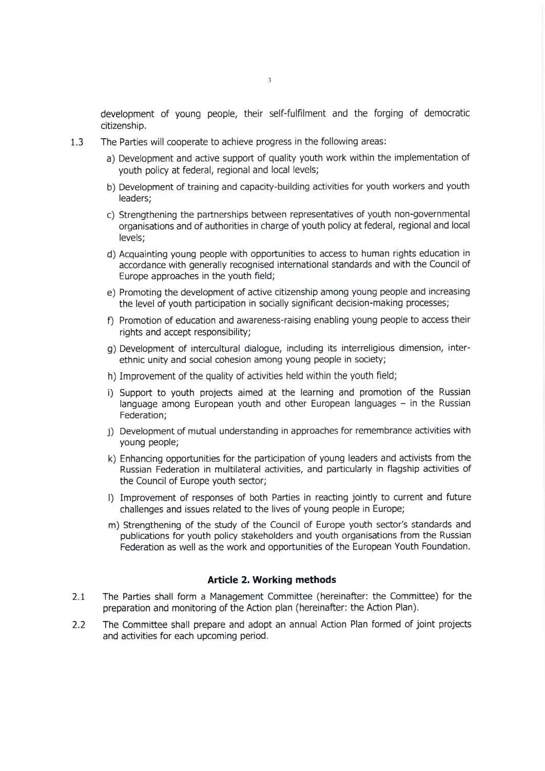development of young people, their self-fulfilment and the forging of democratic citizenship.

1.3 The Parties will cooperate to achieve progress in the following areas:

a) Development and active support of quality youth work within the implementation of youth policy at federal, regional and local levels;

b) Development of training and capacity-building activities for youth workers and youth leaders;

c) Strengthening the partnerships between representatives of youth non-governmental organisations and of authorities in charge of youth policy at federal, regional and local levels;

d) Acquainting young people with opportunities to access to human rights education in accordance with generally recognised international standards and with the Council of Europe approaches in the youth field;

e) Promoting the development of active citizenship among young people and increasing the level of youth participation in socially significant decision-making processes;

f) Promotion of education and awareness-raising enabling young people to access their rights and accept responsibility;

g) Development of intercultural dialogue, including its interreligious dimension, inter-ethnic unity and social cohesion among young people in society;

h) Improvement of the quality of activities held within the youth field;

i) Support to youth projects aimed at the learning and promotion of the Russian language among European youth and other European languages – in the Russian Federation;

j) Development of mutual understanding in approaches for remembrance activities with young people;

k) Enhancing opportunities for the participation of young leaders and activists from the Russian Federation in multilateral activities, and particularly in flagship activities of the Council of Europe youth sector;

l) Improvement of responses of both Parties in reacting jointly to current and future challenges and issues related to the lives of young people in Europe;

m) Strengthening of the study of the Council of Europe youth sector's standards and publications for youth policy stakeholders and youth organisations from the Russian Federation as well as the work and opportunities of the European Youth Foundation.

## Article 2. Working methods

2.1 The Parties shall form a Management Committee (hereinafter: the Committee) for the preparation and monitoring of the Action plan (hereinafter: the Action Plan).

2.2 The Committee shall prepare and adopt an annual Action Plan formed of joint projects and activities for each upcoming period.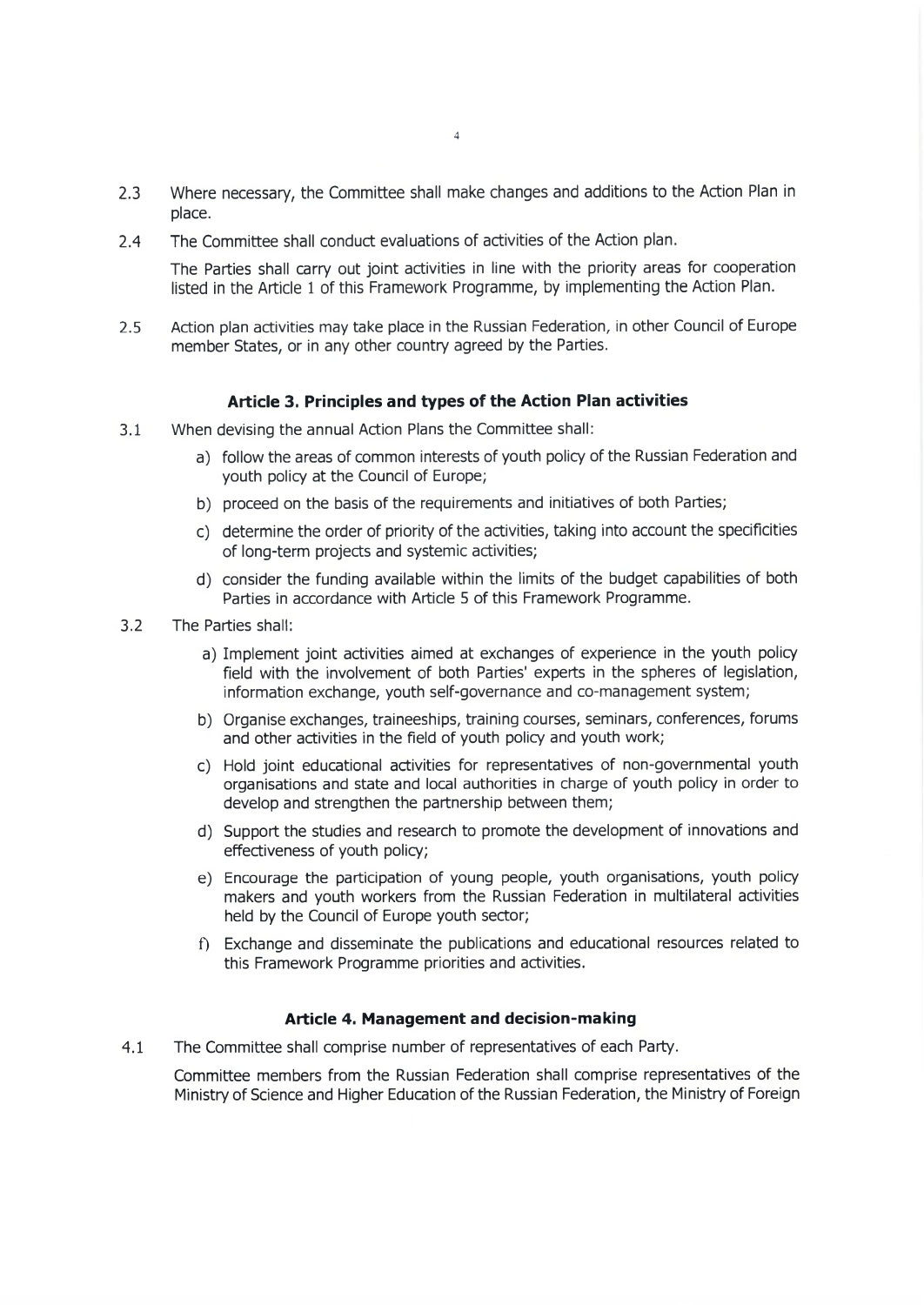2.3 Where necessary, the Committee shall make changes and additions to the Action Plan in place.

2.4 The Committee shall conduct evaluations of activities of the Action plan.

The Parties shall carry out joint activities in line with the priority areas for cooperation listed in the Article 1 of this Framework Programme, by implementing the Action Plan.

2.5 Action plan activities may take place in the Russian Federation, in other Council of Europe member States, or in any other country agreed by the Parties.

### Article 3. Principles and types of the Action Plan activities

3.1 When devising the annual Action Plans the Committee shall:

a) follow the areas of common interests of youth policy of the Russian Federation and youth policy at the Council of Europe;

b) proceed on the basis of the requirements and initiatives of both Parties;

c) determine the order of priority of the activities, taking into account the specificities of long-term projects and systemic activities;

d) consider the funding available within the limits of the budget capabilities of both Parties in accordance with Article 5 of this Framework Programme.

3.2 The Parties shall:

a) Implement joint activities aimed at exchanges of experience in the youth policy field with the involvement of both Parties' experts in the spheres of legislation, information exchange, youth self-governance and co-management system;

b) Organise exchanges, traineeships, training courses, seminars, conferences, forums and other activities in the field of youth policy and youth work;

c) Hold joint educational activities for representatives of non-governmental youth organisations and state and local authorities in charge of youth policy in order to develop and strengthen the partnership between them;

d) Support the studies and research to promote the development of innovations and effectiveness of youth policy;

e) Encourage the participation of young people, youth organisations, youth policy makers and youth workers from the Russian Federation in multilateral activities held by the Council of Europe youth sector;

f) Exchange and disseminate the publications and educational resources related to this Framework Programme priorities and activities.

### Article 4. Management and decision-making

4.1 The Committee shall comprise number of representatives of each Party.

Committee members from the Russian Federation shall comprise representatives of the Ministry of Science and Higher Education of the Russian Federation, the Ministry of Foreign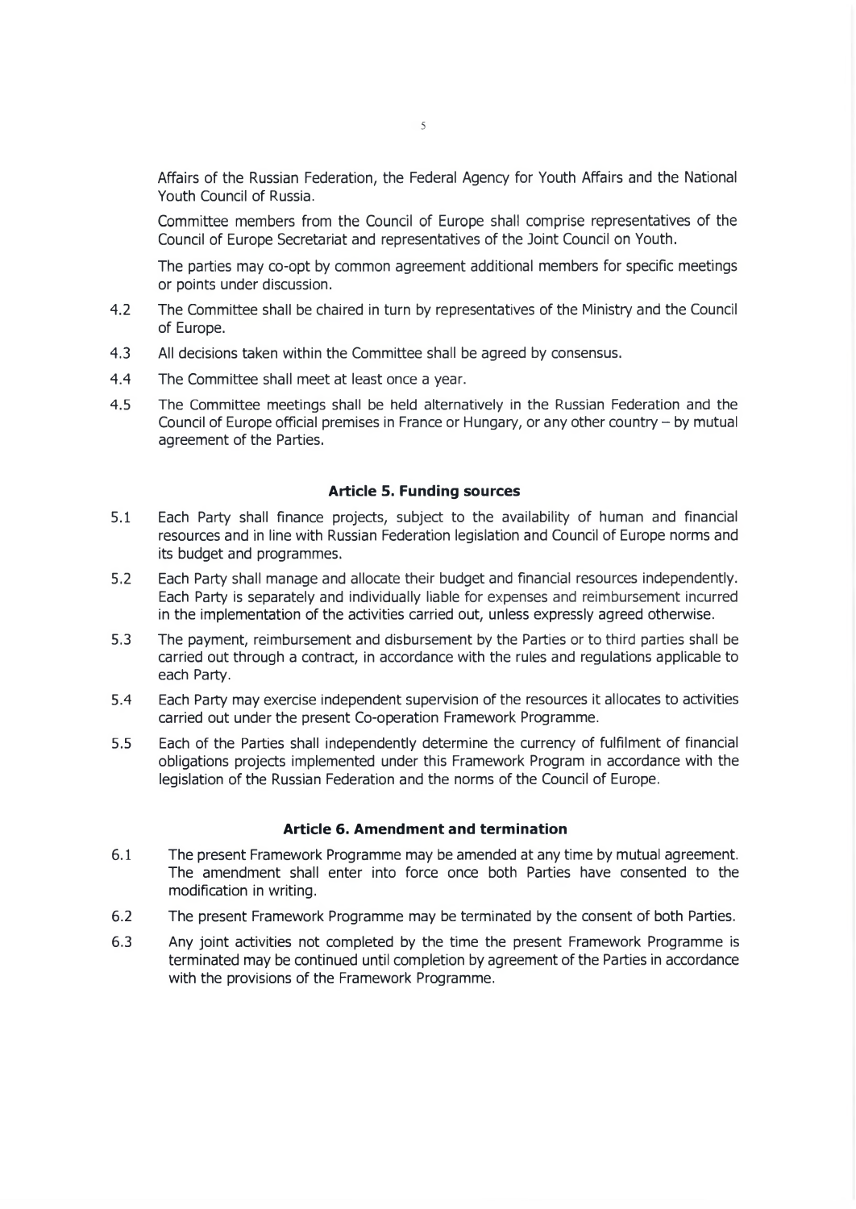Affairs of the Russian Federation, the Federal Agency for Youth Affairs and the National Youth Council of Russia.

Committee members from the Council of Europe shall comprise representatives of the Council of Europe Secretariat and representatives of the Joint Council on Youth.

The parties may co-opt by common agreement additional members for specific meetings or points under discussion.

4.2 The Committee shall be chaired in turn by representatives of the Ministry and the Council of Europe.

4.3 All decisions taken within the Committee shall be agreed by consensus.

4.4 The Committee shall meet at least once a year.

4.5 The Committee meetings shall be held alternatively in the Russian Federation and the Council of Europe official premises in France or Hungary, or any other country – by mutual agreement of the Parties.

### Article 5. Funding sources

5.1 Each Party shall finance projects, subject to the availability of human and financial resources and in line with Russian Federation legislation and Council of Europe norms and its budget and programmes.

5.2 Each Party shall manage and allocate their budget and financial resources independently. Each Party is separately and individually liable for expenses and reimbursement incurred in the implementation of the activities carried out, unless expressly agreed otherwise.

5.3 The payment, reimbursement and disbursement by the Parties or to third parties shall be carried out through a contract, in accordance with the rules and regulations applicable to each Party.

5.4 Each Party may exercise independent supervision of the resources it allocates to activities carried out under the present Co-operation Framework Programme.

5.5 Each of the Parties shall independently determine the currency of fulfilment of financial obligations projects implemented under this Framework Program in accordance with the legislation of the Russian Federation and the norms of the Council of Europe.

### Article 6. Amendment and termination

6.1 The present Framework Programme may be amended at any time by mutual agreement. The amendment shall enter into force once both Parties have consented to the modification in writing.

6.2 The present Framework Programme may be terminated by the consent of both Parties.

6.3 Any joint activities not completed by the time the present Framework Programme is terminated may be continued until completion by agreement of the Parties in accordance with the provisions of the Framework Programme.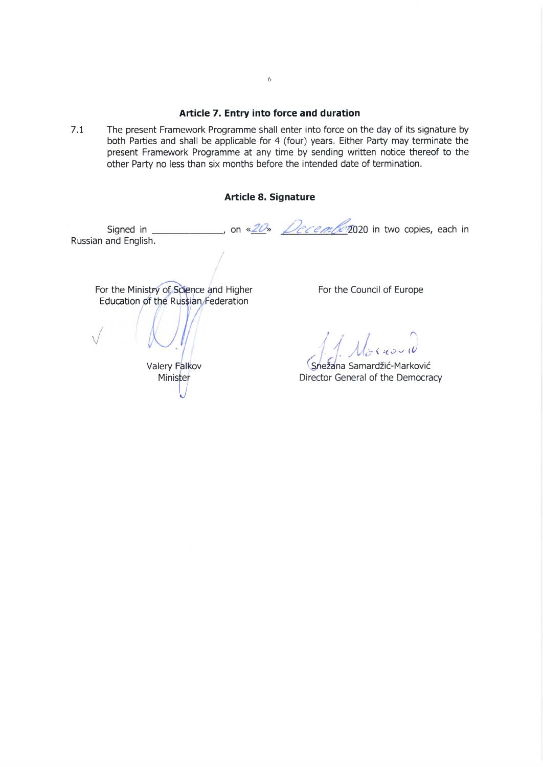### Article 7. Entry into force and duration

7.1 The present Framework Programme shall enter into force on the day of its signature by both Parties and shall be applicable for 4 (four) years. Either Party may terminate the present Framework Programme at any time by sending written notice thereof to the other Party no less than six months before the intended date of termination.

### Article 8. Signature

Signed in ______________, on «20» December 2020 in two copies, each in Russian and English.

For the Ministry of Science and Higher Education of the Russian Federation

Valery Falkov
Minister

For the Council of Europe

Snežana Samardžić-Marković
Director General of the Democracy